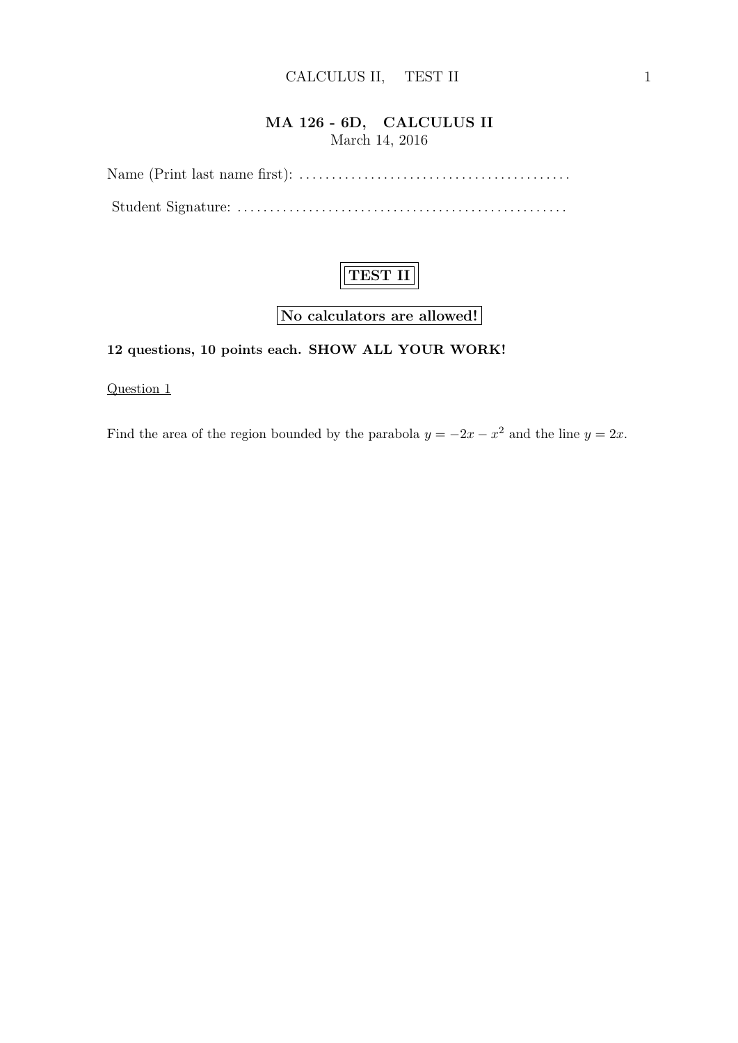# MA 126 - 6D, CALCULUS II

March 14, 2016

Name (Print last name first): .........................................

Student Signature: .................................................

**TEST II**

**No calculators are allowed!**

**12 questions, 10 points each. SHOW ALL YOUR WORK!**

Question 1

Find the area of the region bounded by the parabola $y = -2x - x^2$ and the line $y = 2x$.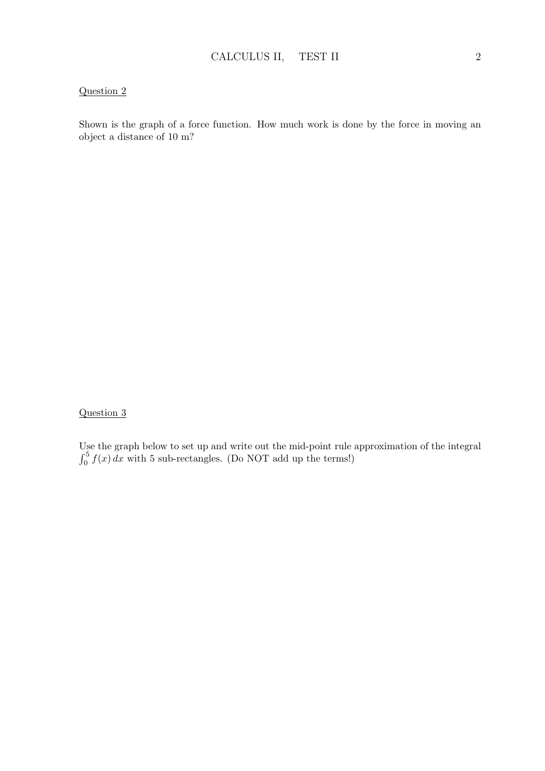Question 2

Shown is the graph of a force function. How much work is done by the force in moving an object a distance of 10 m?

Question 3

Use the graph below to set up and write out the mid-point rule approximation of the integral $\int_0^5 f(x)\,dx$ with 5 sub-rectangles. (Do NOT add up the terms!)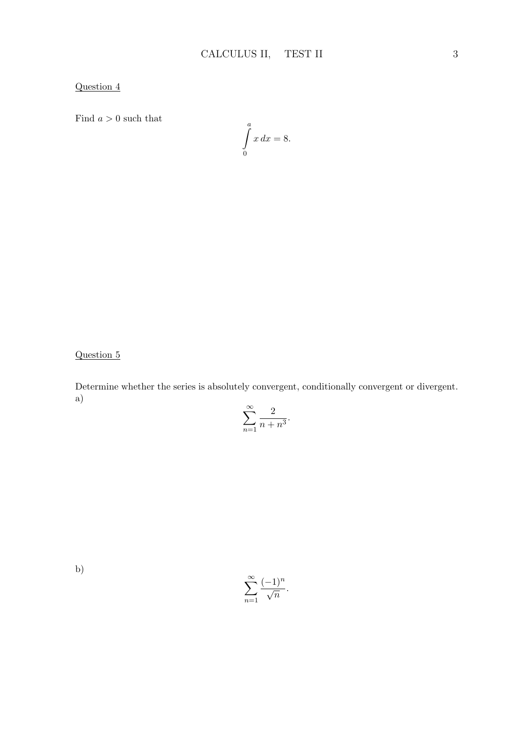<u>Question 4</u>

Find $a > 0$ such that

$$\int_0^a x\,dx = 8.$$

<u>Question 5</u>

Determine whether the series is absolutely convergent, conditionally convergent or divergent.

a)

$$\sum_{n=1}^{\infty} \frac{2}{n+n^3}.$$

b)

$$\sum_{n=1}^{\infty} \frac{(-1)^n}{\sqrt{n}}.$$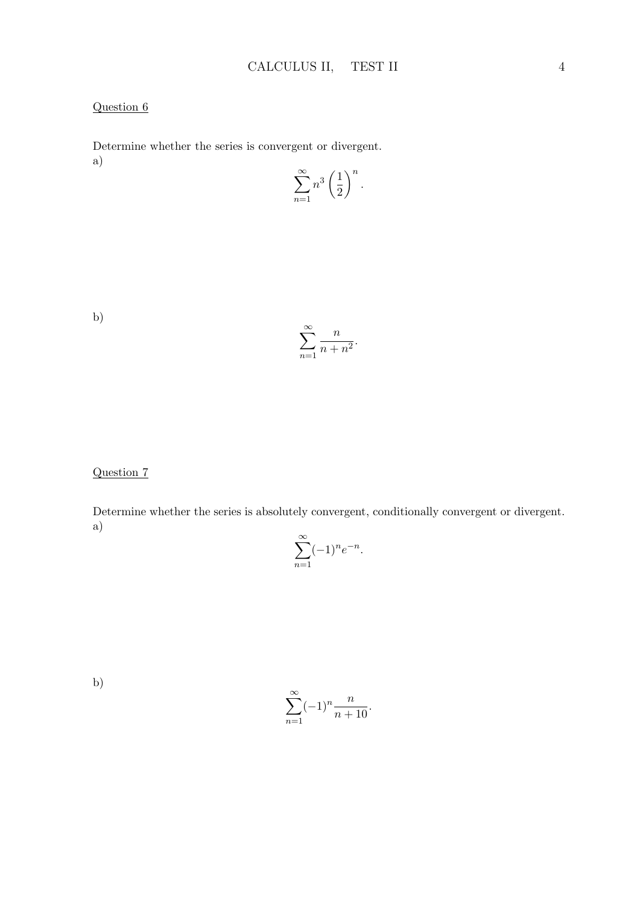Question 6

Determine whether the series is convergent or divergent.

a)

$$\sum_{n=1}^{\infty} n^3 \left(\frac{1}{2}\right)^n.$$

b)

$$\sum_{n=1}^{\infty} \frac{n}{n+n^2}.$$

Question 7

Determine whether the series is absolutely convergent, conditionally convergent or divergent.

a)

$$\sum_{n=1}^{\infty} (-1)^n e^{-n}.$$

b)

$$\sum_{n=1}^{\infty} (-1)^n \frac{n}{n+10}.$$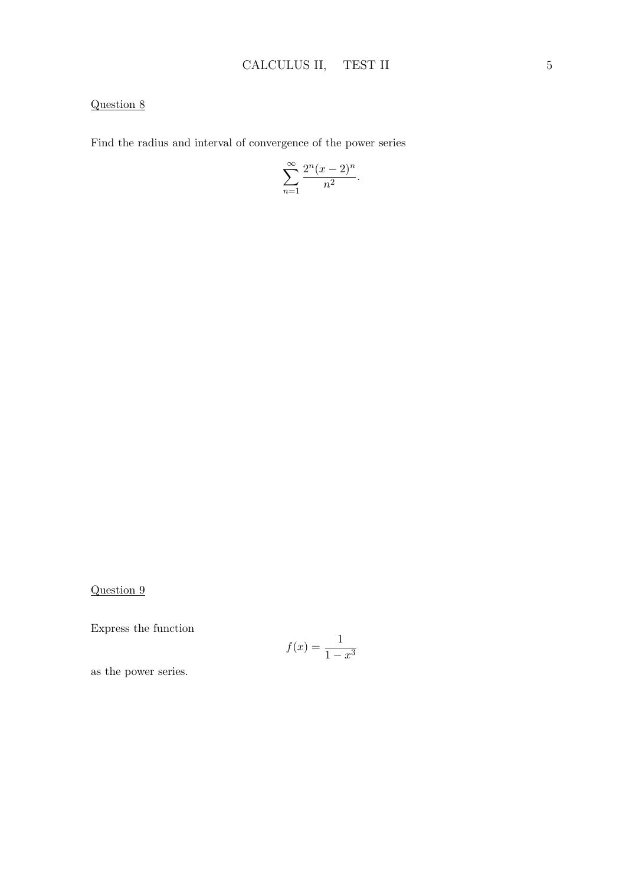Question 8

Find the radius and interval of convergence of the power series

$$\sum_{n=1}^{\infty} \frac{2^n (x-2)^n}{n^2}.$$

Question 9

Express the function

$$f(x) = \frac{1}{1-x^3}$$

as the power series.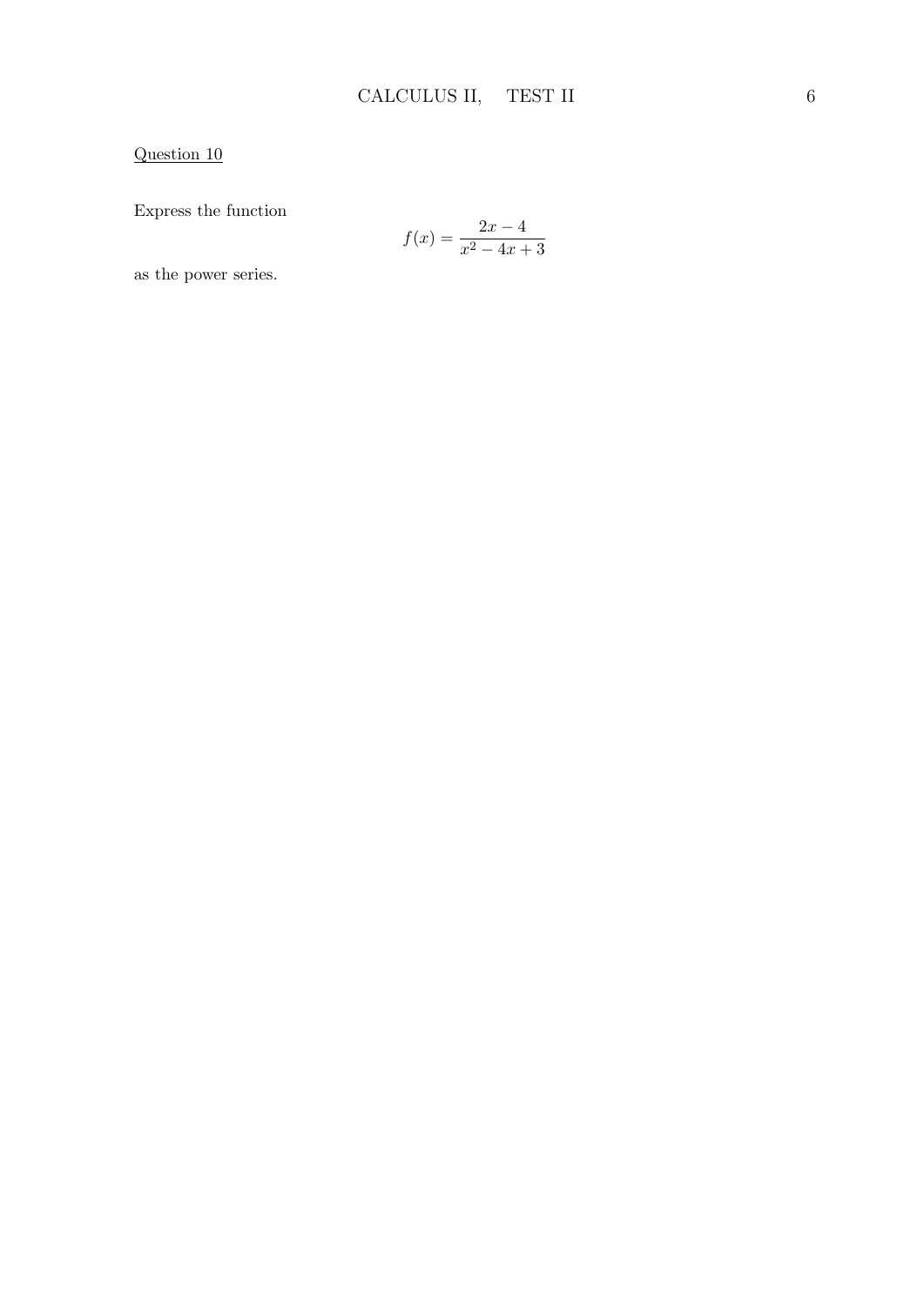Question 10

Express the function

$$f(x) = \frac{2x - 4}{x^2 - 4x + 3}$$

as the power series.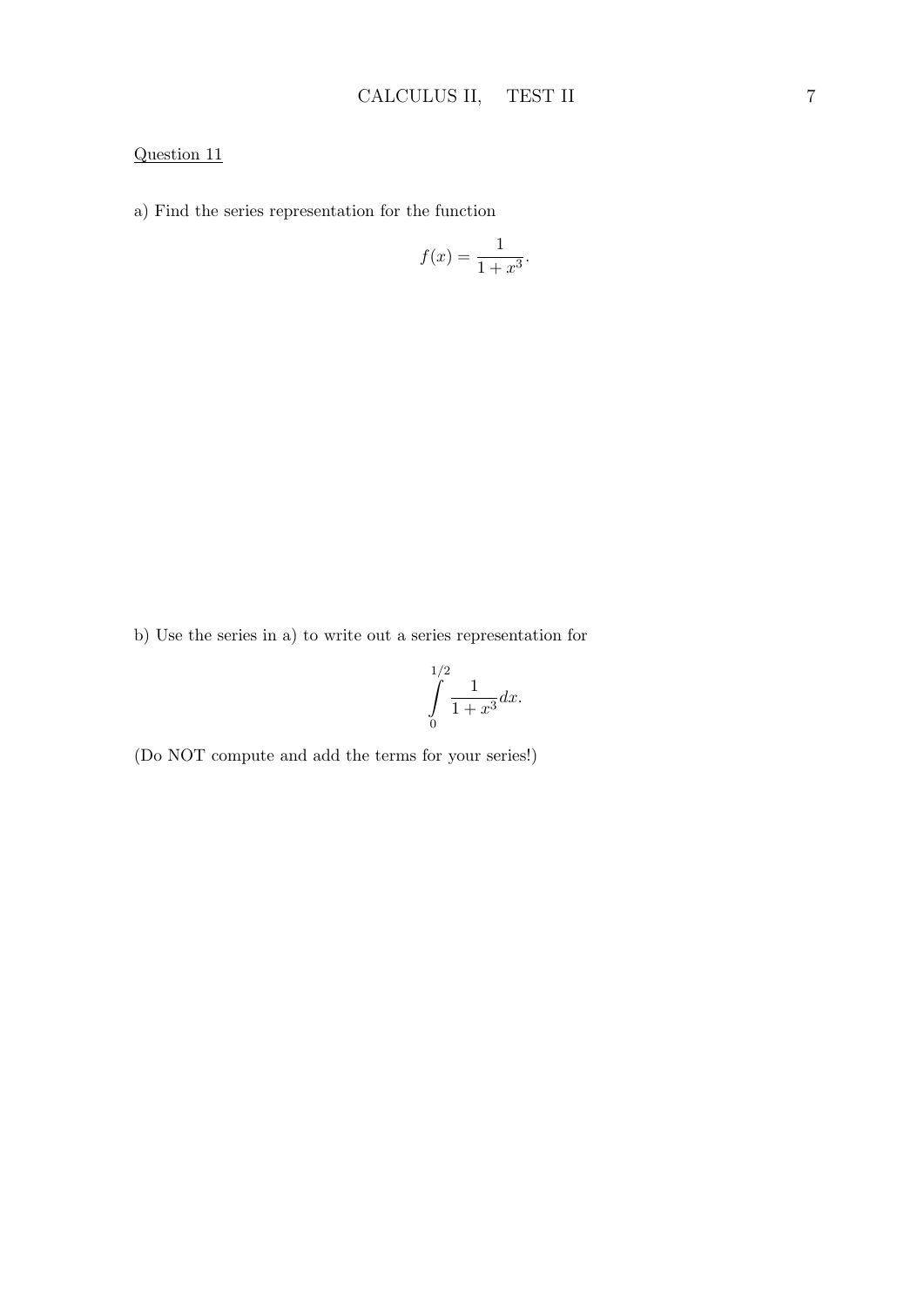Question 11

a) Find the series representation for the function

$$f(x) = \frac{1}{1+x^3}.$$

b) Use the series in a) to write out a series representation for

$$\int_0^{1/2} \frac{1}{1+x^3} dx.$$

(Do NOT compute and add the terms for your series!)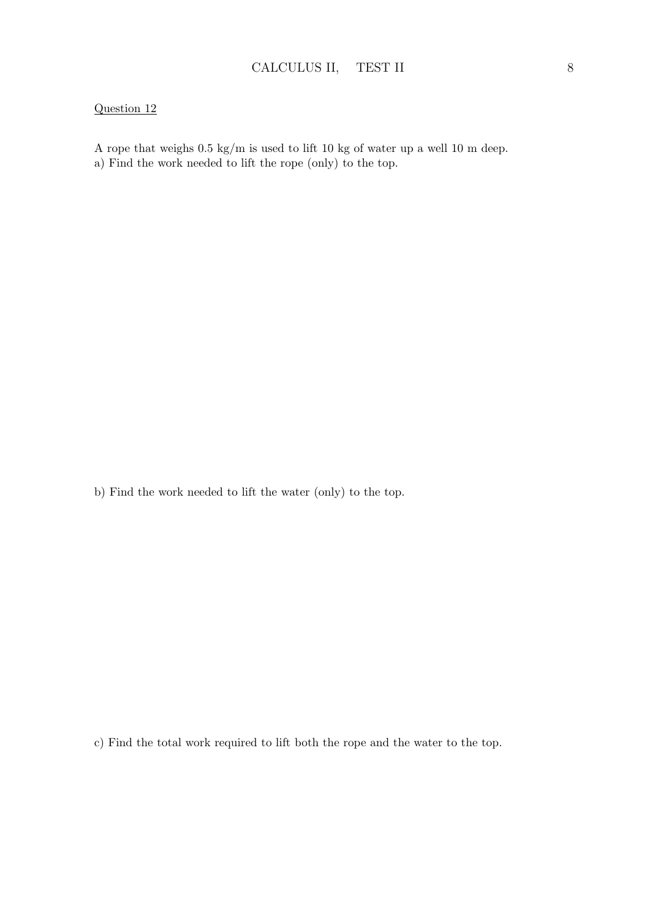Question 12

A rope that weighs 0.5 kg/m is used to lift 10 kg of water up a well 10 m deep.

a) Find the work needed to lift the rope (only) to the top.

b) Find the work needed to lift the water (only) to the top.

c) Find the total work required to lift both the rope and the water to the top.